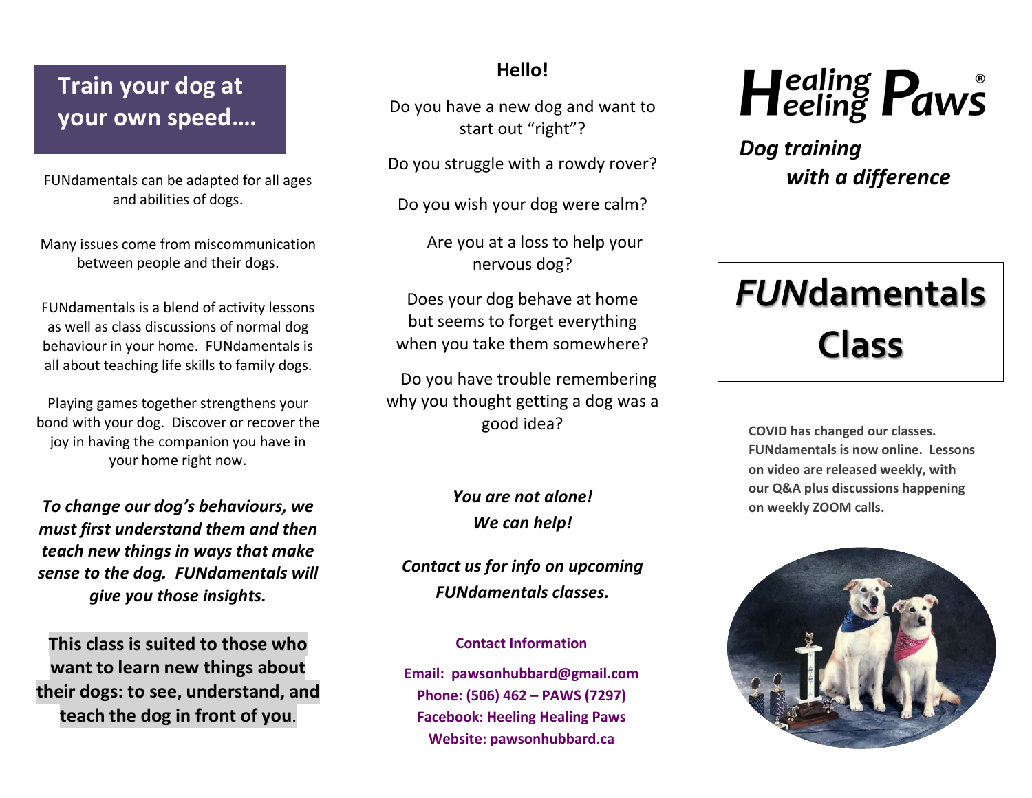## Train your dog at your own speed….

FUNdamentals can be adapted for all ages and abilities of dogs.

Many issues come from miscommunication between people and their dogs.

FUNdamentals is a blend of activity lessons as well as class discussions of normal dog behaviour in your home. FUNdamentals is all about teaching life skills to family dogs.

Playing games together strengthens your bond with your dog. Discover or recover the joy in having the companion you have in your home right now.

***To change our dog's behaviours, we must first understand them and then teach new things in ways that make sense to the dog. FUNdamentals will give you those insights.***

**This class is suited to those who want to learn new things about their dogs: to see, understand, and teach the dog in front of you**.

**Hello!**

Do you have a new dog and want to start out "right"?

Do you struggle with a rowdy rover?

Do you wish your dog were calm?

Are you at a loss to help your nervous dog?

Does your dog behave at home but seems to forget everything when you take them somewhere?

Do you have trouble remembering why you thought getting a dog was a good idea?

***You are not alone!***
***We can help!***

***Contact us for info on upcoming FUNdamentals classes.***

**Contact Information**

**Email: pawsonhubbard@gmail.com**
**Phone: (506) 462 – PAWS (7297)**
**Facebook: Heeling Healing Paws**
**Website: pawsonhubbard.ca**

# Healing Heeling Paws®

***Dog training with a difference***

# *FUN*damentals Class

**COVID has changed our classes. FUNdamentals is now online. Lessons on video are released weekly, with our Q&A plus discussions happening on weekly ZOOM calls.**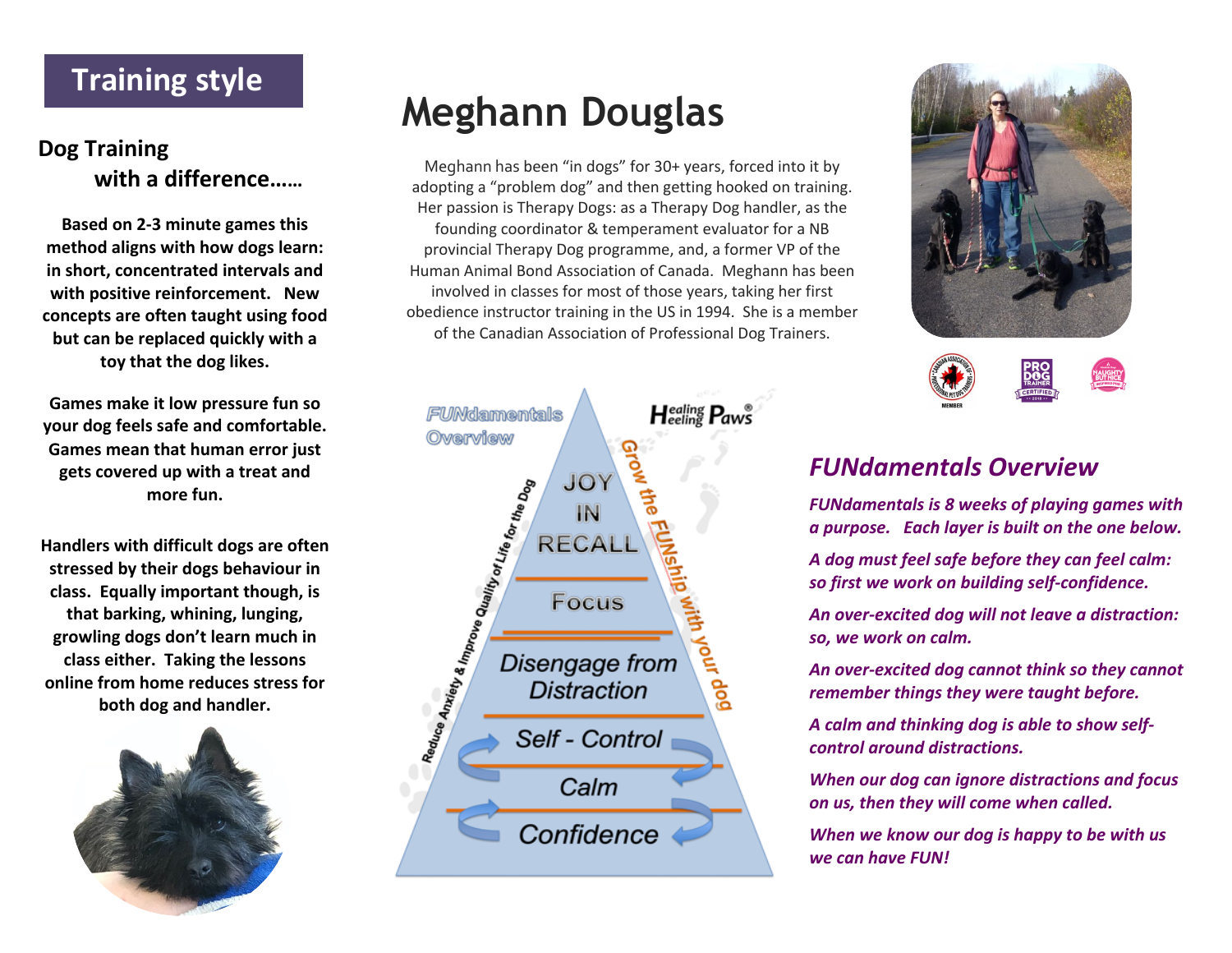## Training style

### Dog Training with a difference……

**Based on 2-3 minute games this method aligns with how dogs learn: in short, concentrated intervals and with positive reinforcement. New concepts are often taught using food but can be replaced quickly with a toy that the dog likes.**

**Games make it low pressure fun so your dog feels safe and comfortable. Games mean that human error just gets covered up with a treat and more fun.**

**Handlers with difficult dogs are often stressed by their dogs behaviour in class. Equally important though, is that barking, whining, lunging, growling dogs don't learn much in class either. Taking the lessons online from home reduces stress for both dog and handler.**

# Meghann Douglas

Meghann has been "in dogs" for 30+ years, forced into it by adopting a "problem dog" and then getting hooked on training. Her passion is Therapy Dogs: as a Therapy Dog handler, as the founding coordinator & temperament evaluator for a NB provincial Therapy Dog programme, and, a former VP of the Human Animal Bond Association of Canada. Meghann has been involved in classes for most of those years, taking her first obedience instructor training in the US in 1994. She is a member of the Canadian Association of Professional Dog Trainers.

FUNdamentals Overview

Healing Paws®

JOY IN RECALL

Focus

Disengage from Distraction

Self - Control

Calm

Confidence

Reduce Anxiety & Improve Quality of Life for the Dog

Grow the FUNship with your dog

## *FUNdamentals Overview*

***FUNdamentals is 8 weeks of playing games with a purpose. Each layer is built on the one below.***

***A dog must feel safe before they can feel calm: so first we work on building self-confidence.***

***An over-excited dog will not leave a distraction: so, we work on calm.***

***An over-excited dog cannot think so they cannot remember things they were taught before.***

***A calm and thinking dog is able to show self-control around distractions.***

***When our dog can ignore distractions and focus on us, then they will come when called.***

***When we know our dog is happy to be with us we can have FUN!***